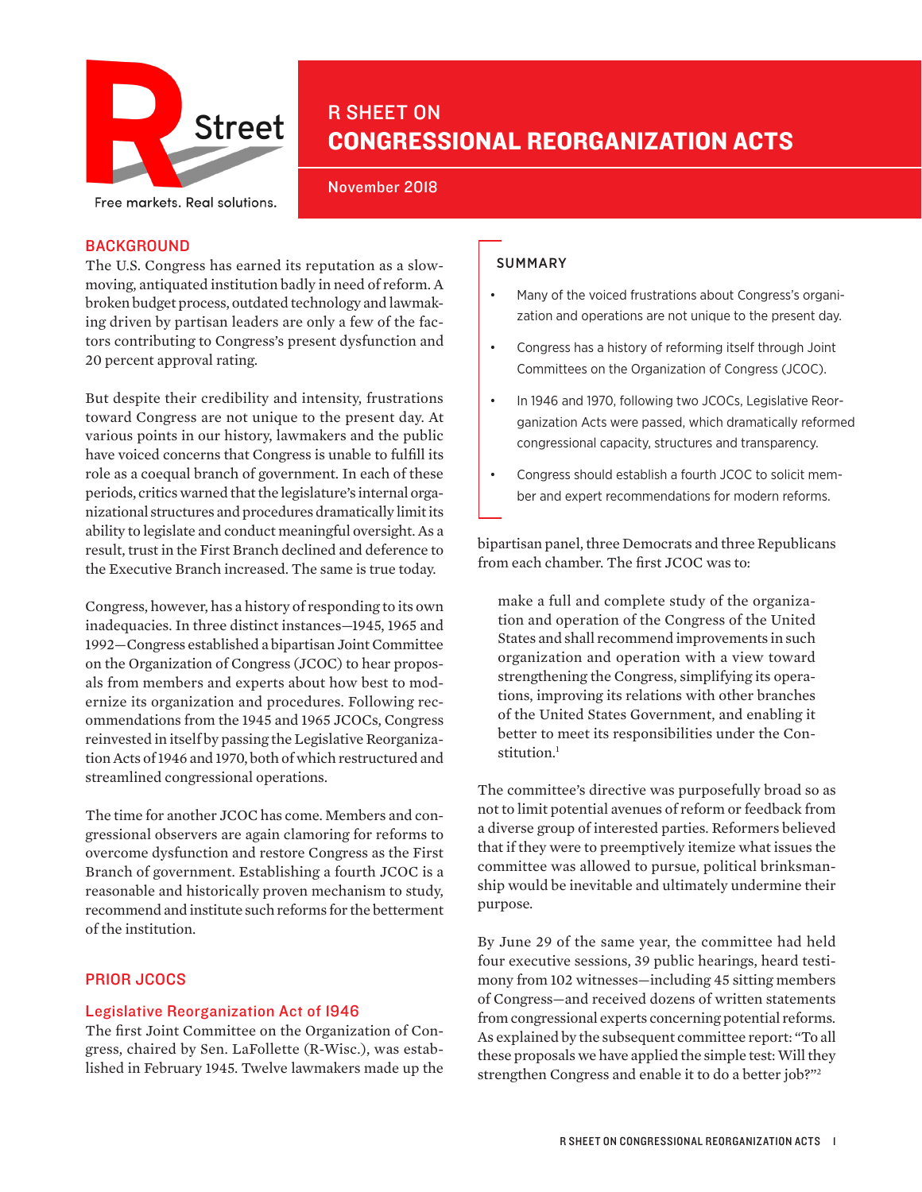R Street

Free markets. Real solutions.

# R SHEET ON CONGRESSIONAL REORGANIZATION ACTS

November 2018

## BACKGROUND

The U.S. Congress has earned its reputation as a slow-moving, antiquated institution badly in need of reform. A broken budget process, outdated technology and lawmaking driven by partisan leaders are only a few of the factors contributing to Congress's present dysfunction and 20 percent approval rating.

But despite their credibility and intensity, frustrations toward Congress are not unique to the present day. At various points in our history, lawmakers and the public have voiced concerns that Congress is unable to fulfill its role as a coequal branch of government. In each of these periods, critics warned that the legislature's internal organizational structures and procedures dramatically limit its ability to legislate and conduct meaningful oversight. As a result, trust in the First Branch declined and deference to the Executive Branch increased. The same is true today.

Congress, however, has a history of responding to its own inadequacies. In three distinct instances—1945, 1965 and 1992—Congress established a bipartisan Joint Committee on the Organization of Congress (JCOC) to hear proposals from members and experts about how best to modernize its organization and procedures. Following recommendations from the 1945 and 1965 JCOCs, Congress reinvested in itself by passing the Legislative Reorganization Acts of 1946 and 1970, both of which restructured and streamlined congressional operations.

The time for another JCOC has come. Members and congressional observers are again clamoring for reforms to overcome dysfunction and restore Congress as the First Branch of government. Establishing a fourth JCOC is a reasonable and historically proven mechanism to study, recommend and institute such reforms for the betterment of the institution.

### SUMMARY

- Many of the voiced frustrations about Congress's organization and operations are not unique to the present day.
- Congress has a history of reforming itself through Joint Committees on the Organization of Congress (JCOC).
- In 1946 and 1970, following two JCOCs, Legislative Reorganization Acts were passed, which dramatically reformed congressional capacity, structures and transparency.
- Congress should establish a fourth JCOC to solicit member and expert recommendations for modern reforms.

## PRIOR JCOCS

### Legislative Reorganization Act of 1946

The first Joint Committee on the Organization of Congress, chaired by Sen. LaFollette (R-Wisc.), was established in February 1945. Twelve lawmakers made up the bipartisan panel, three Democrats and three Republicans from each chamber. The first JCOC was to:

> make a full and complete study of the organization and operation of the Congress of the United States and shall recommend improvements in such organization and operation with a view toward strengthening the Congress, simplifying its operations, improving its relations with other branches of the United States Government, and enabling it better to meet its responsibilities under the Constitution.[1]

The committee's directive was purposefully broad so as not to limit potential avenues of reform or feedback from a diverse group of interested parties. Reformers believed that if they were to preemptively itemize what issues the committee was allowed to pursue, political brinksmanship would be inevitable and ultimately undermine their purpose.

By June 29 of the same year, the committee had held four executive sessions, 39 public hearings, heard testimony from 102 witnesses—including 45 sitting members of Congress—and received dozens of written statements from congressional experts concerning potential reforms. As explained by the subsequent committee report: "To all these proposals we have applied the simple test: Will they strengthen Congress and enable it to do a better job?"[2]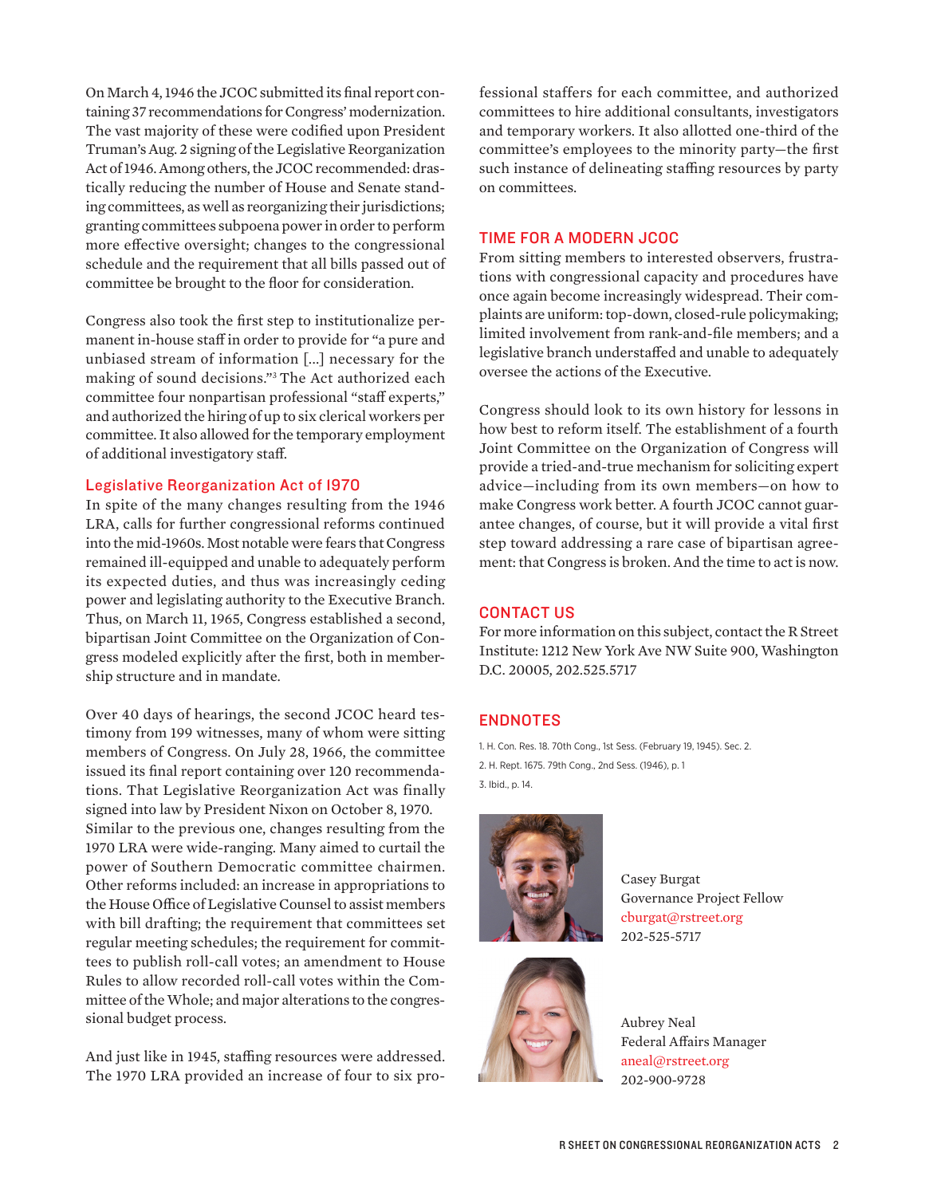On March 4, 1946 the JCOC submitted its final report containing 37 recommendations for Congress' modernization. The vast majority of these were codified upon President Truman's Aug. 2 signing of the Legislative Reorganization Act of 1946. Among others, the JCOC recommended: drastically reducing the number of House and Senate standing committees, as well as reorganizing their jurisdictions; granting committees subpoena power in order to perform more effective oversight; changes to the congressional schedule and the requirement that all bills passed out of committee be brought to the floor for consideration.

Congress also took the first step to institutionalize permanent in-house staff in order to provide for "a pure and unbiased stream of information [...] necessary for the making of sound decisions."[3] The Act authorized each committee four nonpartisan professional "staff experts," and authorized the hiring of up to six clerical workers per committee. It also allowed for the temporary employment of additional investigatory staff.

### Legislative Reorganization Act of 1970

In spite of the many changes resulting from the 1946 LRA, calls for further congressional reforms continued into the mid-1960s. Most notable were fears that Congress remained ill-equipped and unable to adequately perform its expected duties, and thus was increasingly ceding power and legislating authority to the Executive Branch. Thus, on March 11, 1965, Congress established a second, bipartisan Joint Committee on the Organization of Congress modeled explicitly after the first, both in membership structure and in mandate.

Over 40 days of hearings, the second JCOC heard testimony from 199 witnesses, many of whom were sitting members of Congress. On July 28, 1966, the committee issued its final report containing over 120 recommendations. That Legislative Reorganization Act was finally signed into law by President Nixon on October 8, 1970. Similar to the previous one, changes resulting from the 1970 LRA were wide-ranging. Many aimed to curtail the power of Southern Democratic committee chairmen. Other reforms included: an increase in appropriations to the House Office of Legislative Counsel to assist members with bill drafting; the requirement that committees set regular meeting schedules; the requirement for committees to publish roll-call votes; an amendment to House Rules to allow recorded roll-call votes within the Committee of the Whole; and major alterations to the congressional budget process.

And just like in 1945, staffing resources were addressed. The 1970 LRA provided an increase of four to six professional staffers for each committee, and authorized committees to hire additional consultants, investigators and temporary workers. It also allotted one-third of the committee's employees to the minority party—the first such instance of delineating staffing resources by party on committees.

## TIME FOR A MODERN JCOC

From sitting members to interested observers, frustrations with congressional capacity and procedures have once again become increasingly widespread. Their complaints are uniform: top-down, closed-rule policymaking; limited involvement from rank-and-file members; and a legislative branch understaffed and unable to adequately oversee the actions of the Executive.

Congress should look to its own history for lessons in how best to reform itself. The establishment of a fourth Joint Committee on the Organization of Congress will provide a tried-and-true mechanism for soliciting expert advice—including from its own members—on how to make Congress work better. A fourth JCOC cannot guarantee changes, of course, but it will provide a vital first step toward addressing a rare case of bipartisan agreement: that Congress is broken. And the time to act is now.

## CONTACT US

For more information on this subject, contact the R Street Institute: 1212 New York Ave NW Suite 900, Washington D.C. 20005, 202.525.5717

## ENDNOTES

1. H. Con. Res. 18. 70th Cong., 1st Sess. (February 19, 1945). Sec. 2.
2. H. Rept. 1675. 79th Cong., 2nd Sess. (1946), p. 1
3. Ibid., p. 14.

Casey Burgat
Governance Project Fellow
cburgat@rstreet.org
202-525-5717

Aubrey Neal
Federal Affairs Manager
aneal@rstreet.org
202-900-9728